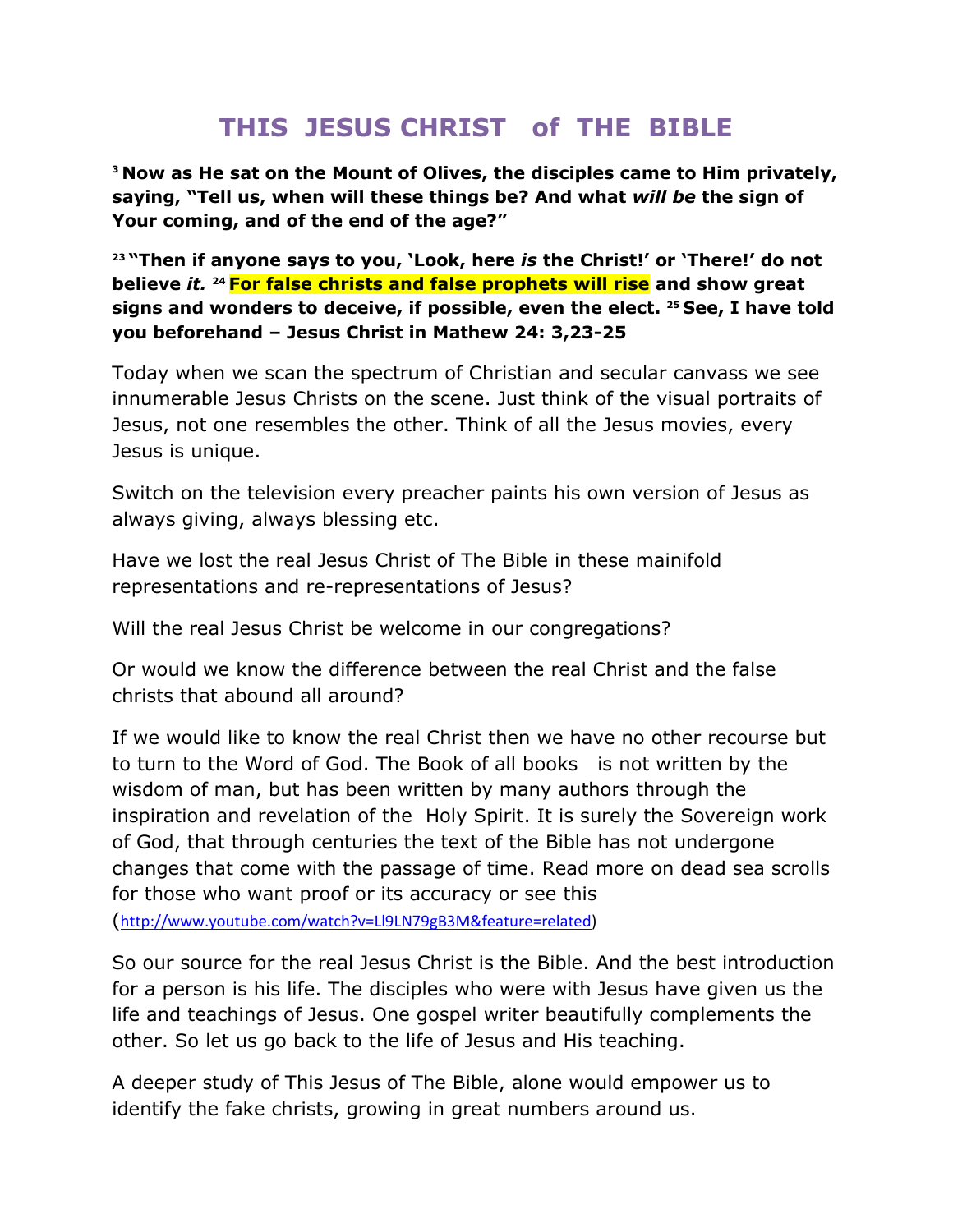# THIS JESUS CHRIST of THE BIBLE

**[3] Now as He sat on the Mount of Olives, the disciples came to Him privately, saying, "Tell us, when will these things be? And what *will be* the sign of Your coming, and of the end of the age?"**

**[23] "Then if anyone says to you, 'Look, here *is* the Christ!' or 'There!' do not believe *it.* [24] For false christs and false prophets will rise and show great signs and wonders to deceive, if possible, even the elect. [25] See, I have told you beforehand – Jesus Christ in Mathew 24: 3,23-25**

Today when we scan the spectrum of Christian and secular canvass we see innumerable Jesus Christs on the scene. Just think of the visual portraits of Jesus, not one resembles the other. Think of all the Jesus movies, every Jesus is unique.

Switch on the television every preacher paints his own version of Jesus as always giving, always blessing etc.

Have we lost the real Jesus Christ of The Bible in these mainifold representations and re-representations of Jesus?

Will the real Jesus Christ be welcome in our congregations?

Or would we know the difference between the real Christ and the false christs that abound all around?

If we would like to know the real Christ then we have no other recourse but to turn to the Word of God. The Book of all books is not written by the wisdom of man, but has been written by many authors through the inspiration and revelation of the Holy Spirit. It is surely the Sovereign work of God, that through centuries the text of the Bible has not undergone changes that come with the passage of time. Read more on dead sea scrolls for those who want proof or its accuracy or see this (http://www.youtube.com/watch?v=Ll9LN79gB3M&feature=related)

So our source for the real Jesus Christ is the Bible. And the best introduction for a person is his life. The disciples who were with Jesus have given us the life and teachings of Jesus. One gospel writer beautifully complements the other. So let us go back to the life of Jesus and His teaching.

A deeper study of This Jesus of The Bible, alone would empower us to identify the fake christs, growing in great numbers around us.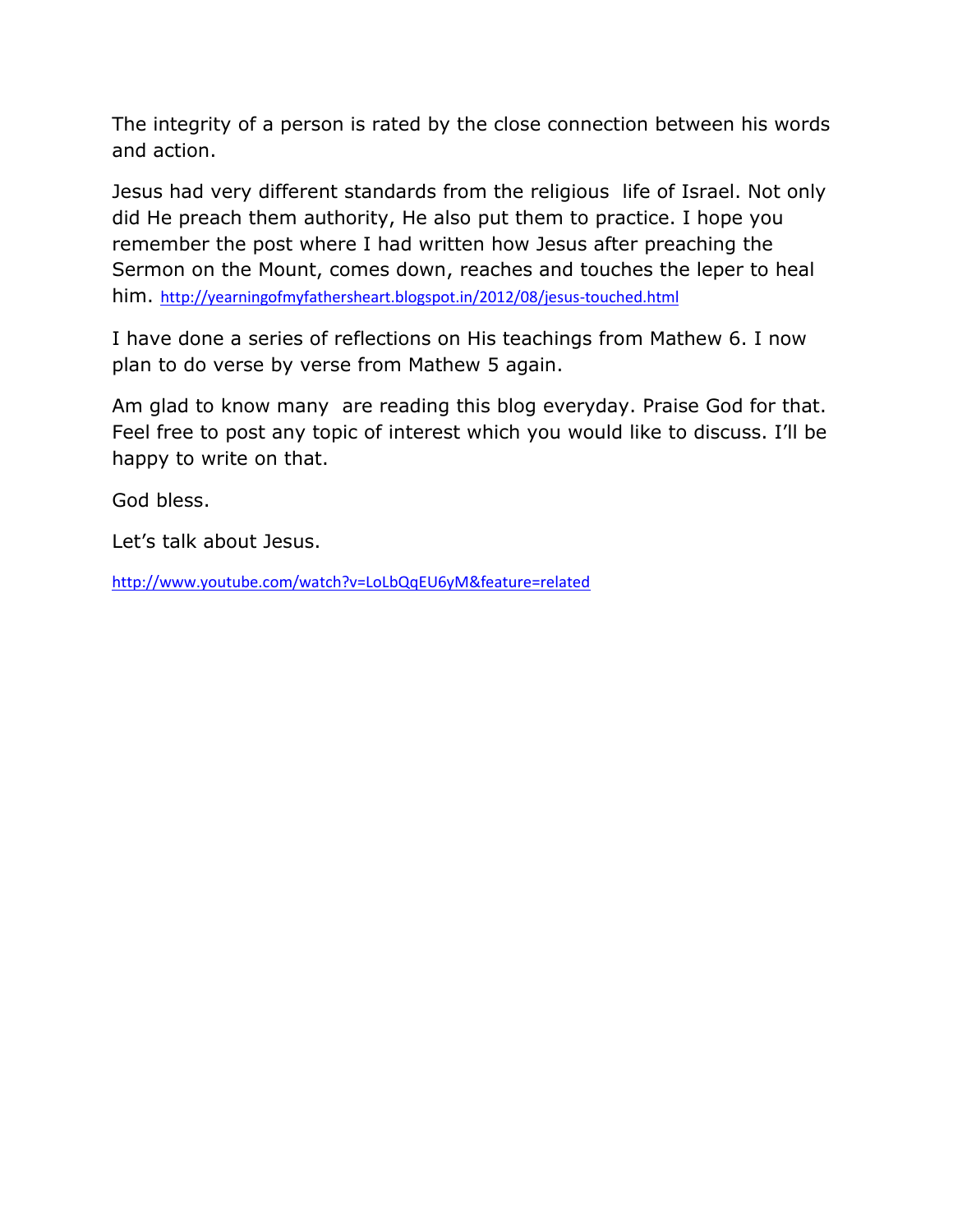The integrity of a person is rated by the close connection between his words and action.

Jesus had very different standards from the religious life of Israel. Not only did He preach them authority, He also put them to practice. I hope you remember the post where I had written how Jesus after preaching the Sermon on the Mount, comes down, reaches and touches the leper to heal him. http://yearningofmyfathersheart.blogspot.in/2012/08/jesus-touched.html

I have done a series of reflections on His teachings from Mathew 6. I now plan to do verse by verse from Mathew 5 again.

Am glad to know many are reading this blog everyday. Praise God for that. Feel free to post any topic of interest which you would like to discuss. I'll be happy to write on that.

God bless.

Let's talk about Jesus.

http://www.youtube.com/watch?v=LoLbQqEU6yM&feature=related